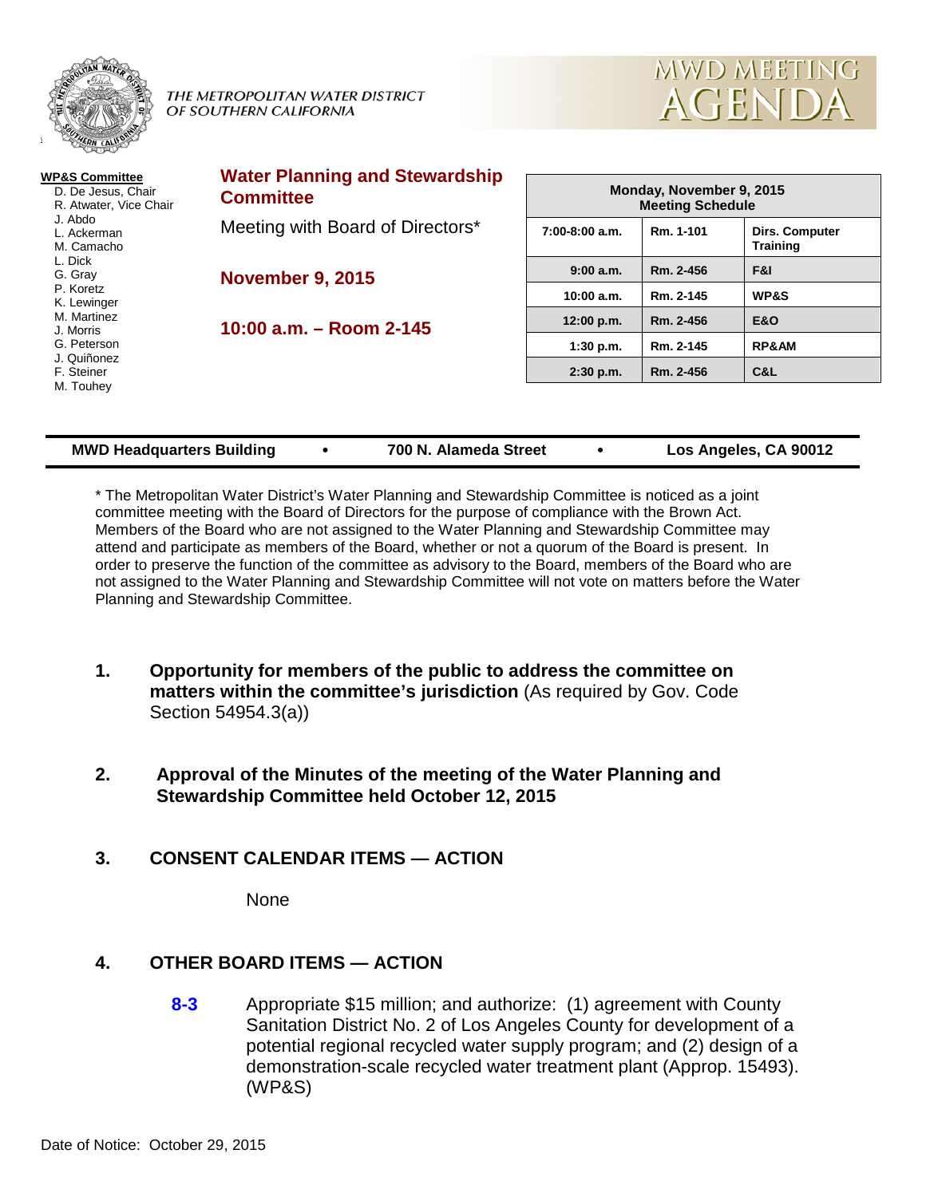THE METROPOLITAN WATER DISTRICT OF SOUTHERN CALIFORNIA

# MWD MEETING AGENDA

**WP&S Committee**

- D. De Jesus, Chair
- R. Atwater, Vice Chair
- J. Abdo
- L. Ackerman
- M. Camacho
- L. Dick
- G. Gray
- P. Koretz
- K. Lewinger
- M. Martinez
- J. Morris
- G. Peterson
- J. Quiñonez
- F. Steiner
- M. Touhey

## Water Planning and Stewardship Committee

Meeting with Board of Directors*

**November 9, 2015**

**10:00 a.m. – Room 2-145**

| Monday, November 9, 2015 Meeting Schedule | | |
|---|---|---|
| 7:00-8:00 a.m. | Rm. 1-101 | Dirs. Computer Training |
| 9:00 a.m. | Rm. 2-456 | F&I |
| 10:00 a.m. | Rm. 2-145 | WP&S |
| 12:00 p.m. | Rm. 2-456 | E&O |
| 1:30 p.m. | Rm. 2-145 | RP&AM |
| 2:30 p.m. | Rm. 2-456 | C&L |

**MWD Headquarters Building • 700 N. Alameda Street • Los Angeles, CA 90012**

* The Metropolitan Water District's Water Planning and Stewardship Committee is noticed as a joint committee meeting with the Board of Directors for the purpose of compliance with the Brown Act. Members of the Board who are not assigned to the Water Planning and Stewardship Committee may attend and participate as members of the Board, whether or not a quorum of the Board is present. In order to preserve the function of the committee as advisory to the Board, members of the Board who are not assigned to the Water Planning and Stewardship Committee will not vote on matters before the Water Planning and Stewardship Committee.

1. **Opportunity for members of the public to address the committee on matters within the committee's jurisdiction** (As required by Gov. Code Section 54954.3(a))

2. **Approval of the Minutes of the meeting of the Water Planning and Stewardship Committee held October 12, 2015**

3. **CONSENT CALENDAR ITEMS — ACTION**

   None

4. **OTHER BOARD ITEMS — ACTION**

   **8-3** Appropriate $15 million; and authorize: (1) agreement with County Sanitation District No. 2 of Los Angeles County for development of a potential regional recycled water supply program; and (2) design of a demonstration-scale recycled water treatment plant (Approp. 15493). (WP&S)

Date of Notice: October 29, 2015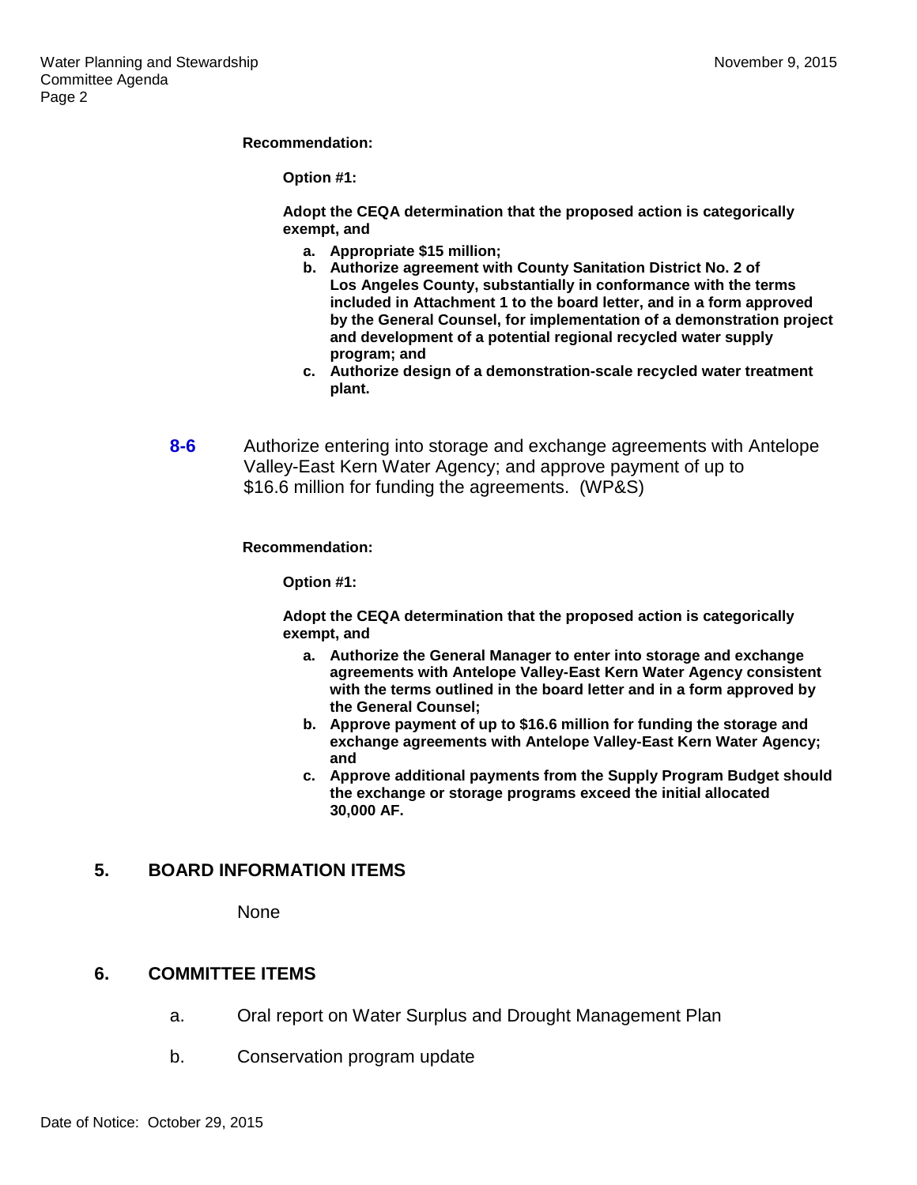**Recommendation:**

**Option #1:**

**Adopt the CEQA determination that the proposed action is categorically exempt, and**

- **a. Appropriate $15 million;**
- **b. Authorize agreement with County Sanitation District No. 2 of Los Angeles County, substantially in conformance with the terms included in Attachment 1 to the board letter, and in a form approved by the General Counsel, for implementation of a demonstration project and development of a potential regional recycled water supply program; and**
- **c. Authorize design of a demonstration-scale recycled water treatment plant.**

**8-6** Authorize entering into storage and exchange agreements with Antelope Valley-East Kern Water Agency; and approve payment of up to $16.6 million for funding the agreements. (WP&S)

**Recommendation:**

**Option #1:**

**Adopt the CEQA determination that the proposed action is categorically exempt, and**

- **a. Authorize the General Manager to enter into storage and exchange agreements with Antelope Valley-East Kern Water Agency consistent with the terms outlined in the board letter and in a form approved by the General Counsel;**
- **b. Approve payment of up to $16.6 million for funding the storage and exchange agreements with Antelope Valley-East Kern Water Agency; and**
- **c. Approve additional payments from the Supply Program Budget should the exchange or storage programs exceed the initial allocated 30,000 AF.**

## 5. BOARD INFORMATION ITEMS

None

## 6. COMMITTEE ITEMS

a. Oral report on Water Surplus and Drought Management Plan

b. Conservation program update

Date of Notice: October 29, 2015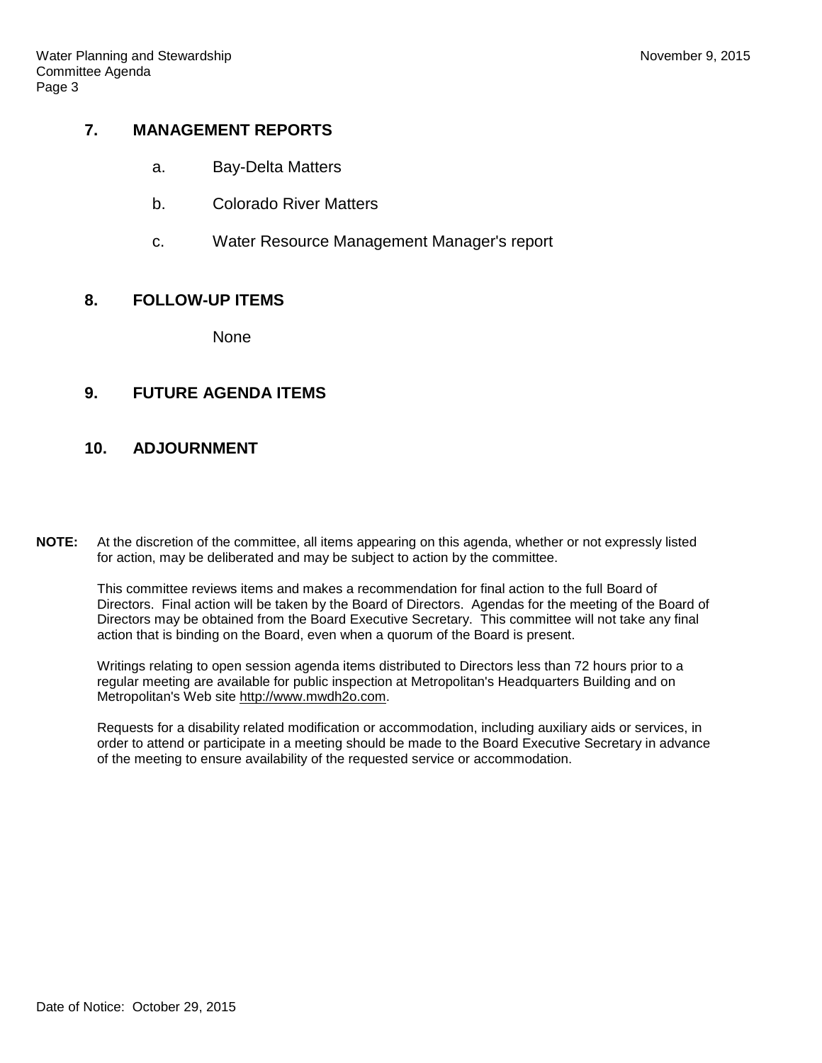## 7. MANAGEMENT REPORTS

a. Bay-Delta Matters

b. Colorado River Matters

c. Water Resource Management Manager's report

## 8. FOLLOW-UP ITEMS

None

## 9. FUTURE AGENDA ITEMS

## 10. ADJOURNMENT

**NOTE:** At the discretion of the committee, all items appearing on this agenda, whether or not expressly listed for action, may be deliberated and may be subject to action by the committee.

This committee reviews items and makes a recommendation for final action to the full Board of Directors. Final action will be taken by the Board of Directors. Agendas for the meeting of the Board of Directors may be obtained from the Board Executive Secretary. This committee will not take any final action that is binding on the Board, even when a quorum of the Board is present.

Writings relating to open session agenda items distributed to Directors less than 72 hours prior to a regular meeting are available for public inspection at Metropolitan's Headquarters Building and on Metropolitan's Web site http://www.mwdh2o.com.

Requests for a disability related modification or accommodation, including auxiliary aids or services, in order to attend or participate in a meeting should be made to the Board Executive Secretary in advance of the meeting to ensure availability of the requested service or accommodation.

Date of Notice: October 29, 2015